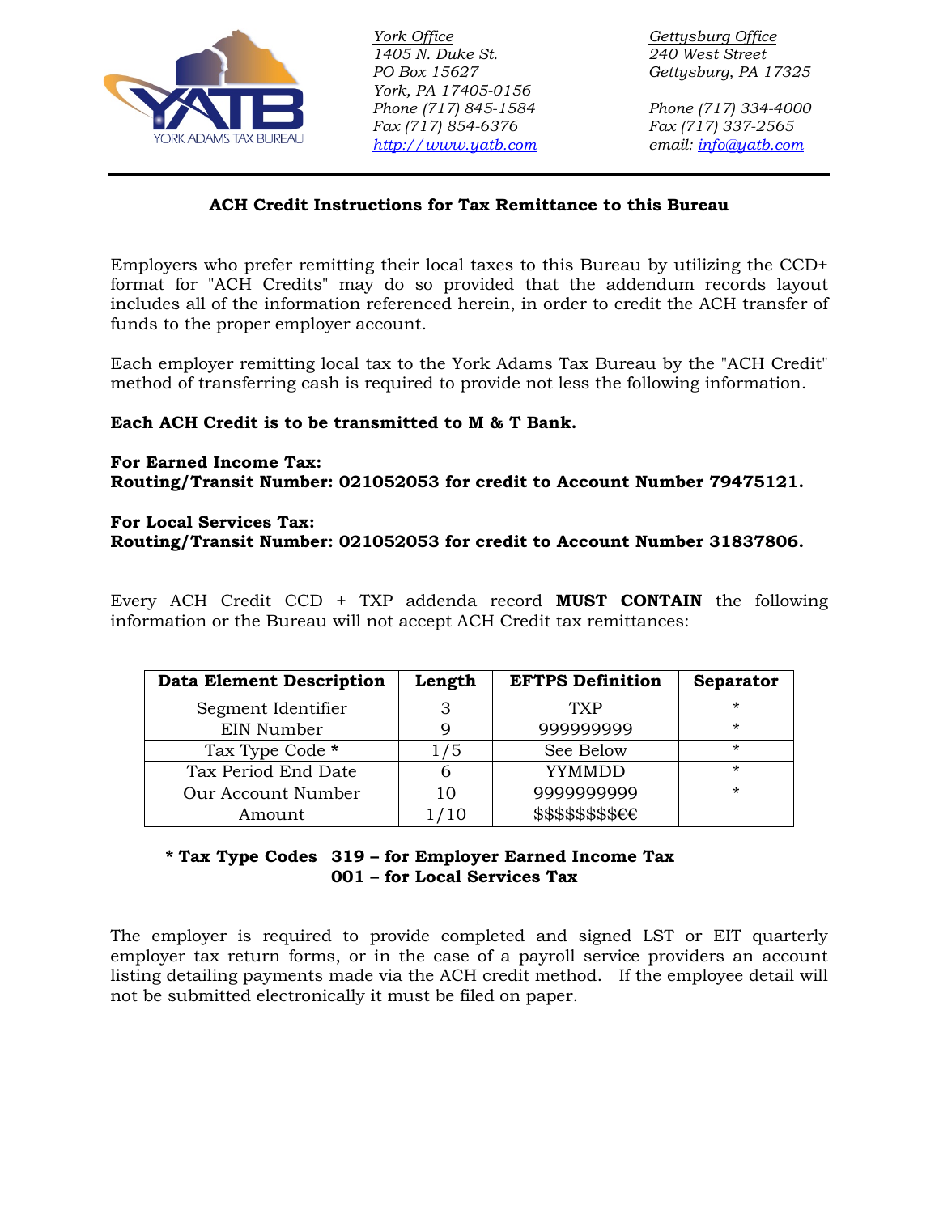YORK ADAMS TAX BUREAU

*York Office*
*1405 N. Duke St.*
*PO Box 15627*
*York, PA 17405-0156*
*Phone (717) 845-1584*
*Fax (717) 854-6376*
*[http://www.yatb.com](http://www.yatb.com)*

*Gettysburg Office*
*240 West Street*
*Gettysburg, PA 17325*

*Phone (717) 334-4000*
*Fax (717) 337-2565*
*email: [info@yatb.com](mailto:info@yatb.com)*

---

## ACH Credit Instructions for Tax Remittance to this Bureau

Employers who prefer remitting their local taxes to this Bureau by utilizing the CCD+ format for "ACH Credits" may do so provided that the addendum records layout includes all of the information referenced herein, in order to credit the ACH transfer of funds to the proper employer account.

Each employer remitting local tax to the York Adams Tax Bureau by the "ACH Credit" method of transferring cash is required to provide not less the following information.

**Each ACH Credit is to be transmitted to M & T Bank.**

**For Earned Income Tax:**
**Routing/Transit Number: 021052053 for credit to Account Number 79475121.**

**For Local Services Tax:**
**Routing/Transit Number: 021052053 for credit to Account Number 31837806.**

Every ACH Credit CCD + TXP addenda record **MUST CONTAIN** the following information or the Bureau will not accept ACH Credit tax remittances:

| Data Element Description | Length | EFTPS Definition | Separator |
|---|---|---|---|
| Segment Identifier | 3 | TXP | * |
| EIN Number | 9 | 999999999 | * |
| Tax Type Code * | 1/5 | See Below | * |
| Tax Period End Date | 6 | YYMMDD | * |
| Our Account Number | 10 | 9999999999 | * |
| Amount | 1/10 | $$$$$$$$€€ | |

**\* Tax Type Codes 319 – for Employer Earned Income Tax**
**001 – for Local Services Tax**

The employer is required to provide completed and signed LST or EIT quarterly employer tax return forms, or in the case of a payroll service providers an account listing detailing payments made via the ACH credit method. If the employee detail will not be submitted electronically it must be filed on paper.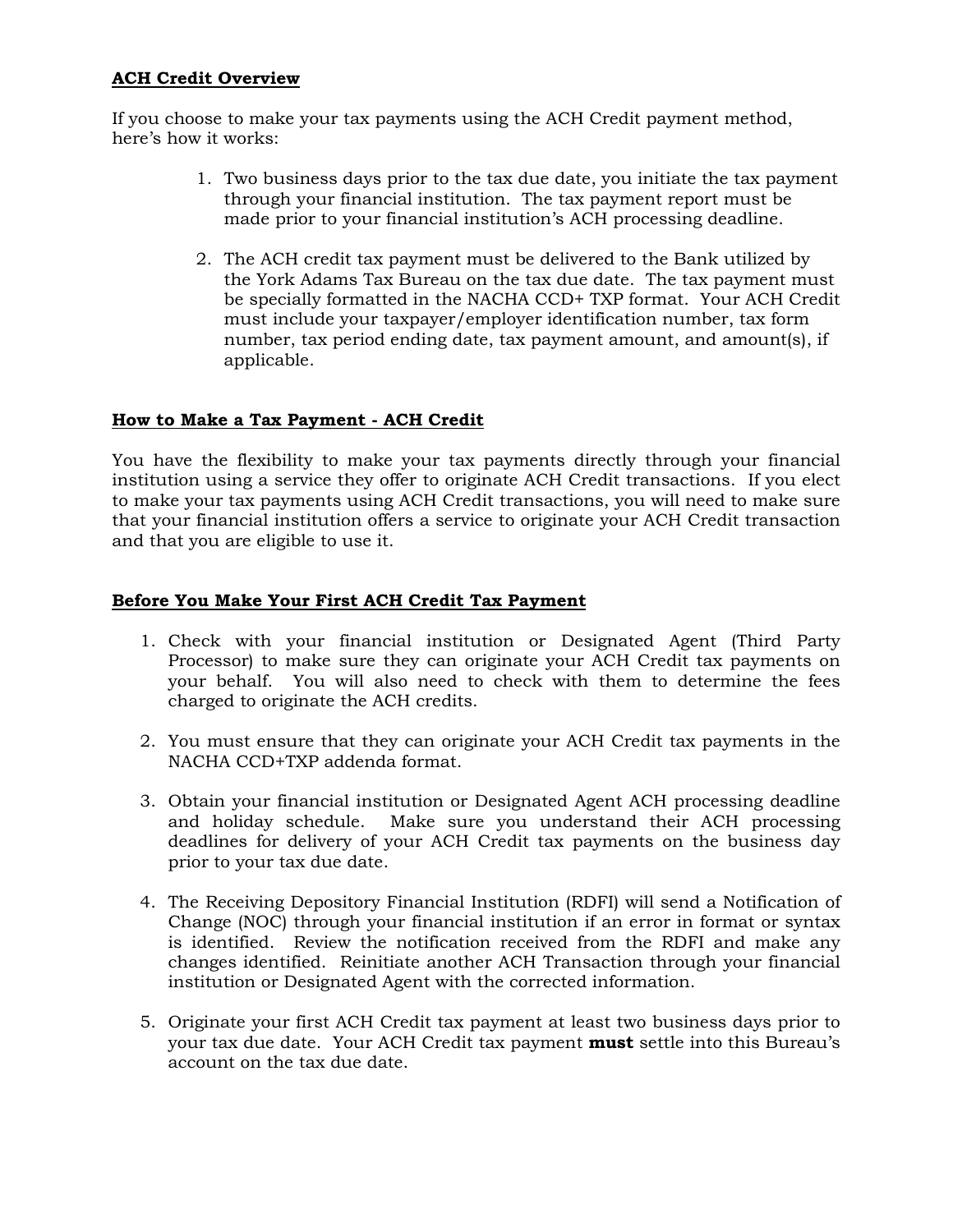**ACH Credit Overview**

If you choose to make your tax payments using the ACH Credit payment method, here's how it works:

1. Two business days prior to the tax due date, you initiate the tax payment through your financial institution. The tax payment report must be made prior to your financial institution's ACH processing deadline.

2. The ACH credit tax payment must be delivered to the Bank utilized by the York Adams Tax Bureau on the tax due date. The tax payment must be specially formatted in the NACHA CCD+ TXP format. Your ACH Credit must include your taxpayer/employer identification number, tax form number, tax period ending date, tax payment amount, and amount(s), if applicable.

**How to Make a Tax Payment - ACH Credit**

You have the flexibility to make your tax payments directly through your financial institution using a service they offer to originate ACH Credit transactions. If you elect to make your tax payments using ACH Credit transactions, you will need to make sure that your financial institution offers a service to originate your ACH Credit transaction and that you are eligible to use it.

**Before You Make Your First ACH Credit Tax Payment**

1. Check with your financial institution or Designated Agent (Third Party Processor) to make sure they can originate your ACH Credit tax payments on your behalf. You will also need to check with them to determine the fees charged to originate the ACH credits.

2. You must ensure that they can originate your ACH Credit tax payments in the NACHA CCD+TXP addenda format.

3. Obtain your financial institution or Designated Agent ACH processing deadline and holiday schedule. Make sure you understand their ACH processing deadlines for delivery of your ACH Credit tax payments on the business day prior to your tax due date.

4. The Receiving Depository Financial Institution (RDFI) will send a Notification of Change (NOC) through your financial institution if an error in format or syntax is identified. Review the notification received from the RDFI and make any changes identified. Reinitiate another ACH Transaction through your financial institution or Designated Agent with the corrected information.

5. Originate your first ACH Credit tax payment at least two business days prior to your tax due date. Your ACH Credit tax payment **must** settle into this Bureau's account on the tax due date.